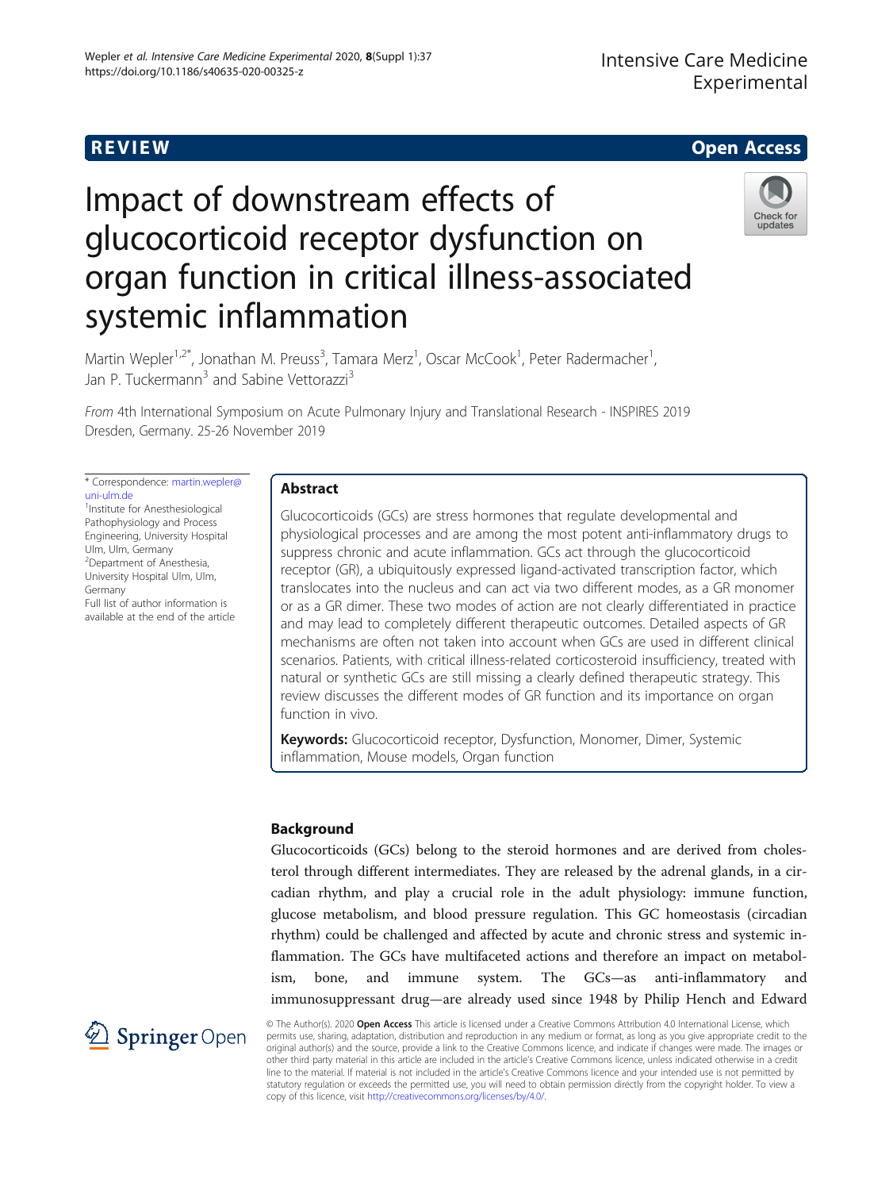REVIEW

Open Access

# Impact of downstream effects of glucocorticoid receptor dysfunction on organ function in critical illness-associated systemic inflammation

Martin Wepler[1,2*], Jonathan M. Preuss[3], Tamara Merz[1], Oscar McCook[1], Peter Radermacher[1], Jan P. Tuckermann[3] and Sabine Vettorazzi[3]

*From* 4th International Symposium on Acute Pulmonary Injury and Translational Research - INSPIRES 2019 Dresden, Germany. 25-26 November 2019

\* Correspondence: martin.wepler@uni-ulm.de
[1]Institute for Anesthesiological Pathophysiology and Process Engineering, University Hospital Ulm, Ulm, Germany
[2]Department of Anesthesia, University Hospital Ulm, Ulm, Germany
Full list of author information is available at the end of the article

## Abstract

Glucocorticoids (GCs) are stress hormones that regulate developmental and physiological processes and are among the most potent anti-inflammatory drugs to suppress chronic and acute inflammation. GCs act through the glucocorticoid receptor (GR), a ubiquitously expressed ligand-activated transcription factor, which translocates into the nucleus and can act via two different modes, as a GR monomer or as a GR dimer. These two modes of action are not clearly differentiated in practice and may lead to completely different therapeutic outcomes. Detailed aspects of GR mechanisms are often not taken into account when GCs are used in different clinical scenarios. Patients, with critical illness-related corticosteroid insufficiency, treated with natural or synthetic GCs are still missing a clearly defined therapeutic strategy. This review discusses the different modes of GR function and its importance on organ function in vivo.

**Keywords:** Glucocorticoid receptor, Dysfunction, Monomer, Dimer, Systemic inflammation, Mouse models, Organ function

## Background

Glucocorticoids (GCs) belong to the steroid hormones and are derived from cholesterol through different intermediates. They are released by the adrenal glands, in a circadian rhythm, and play a crucial role in the adult physiology: immune function, glucose metabolism, and blood pressure regulation. This GC homeostasis (circadian rhythm) could be challenged and affected by acute and chronic stress and systemic inflammation. The GCs have multifaceted actions and therefore an impact on metabolism, bone, and immune system. The GCs—as anti-inflammatory and immunosuppressant drug—are already used since 1948 by Philip Hench and Edward

© The Author(s). 2020 **Open Access** This article is licensed under a Creative Commons Attribution 4.0 International License, which permits use, sharing, adaptation, distribution and reproduction in any medium or format, as long as you give appropriate credit to the original author(s) and the source, provide a link to the Creative Commons licence, and indicate if changes were made. The images or other third party material in this article are included in the article's Creative Commons licence, unless indicated otherwise in a credit line to the material. If material is not included in the article's Creative Commons licence and your intended use is not permitted by statutory regulation or exceeds the permitted use, you will need to obtain permission directly from the copyright holder. To view a copy of this licence, visit http://creativecommons.org/licenses/by/4.0/.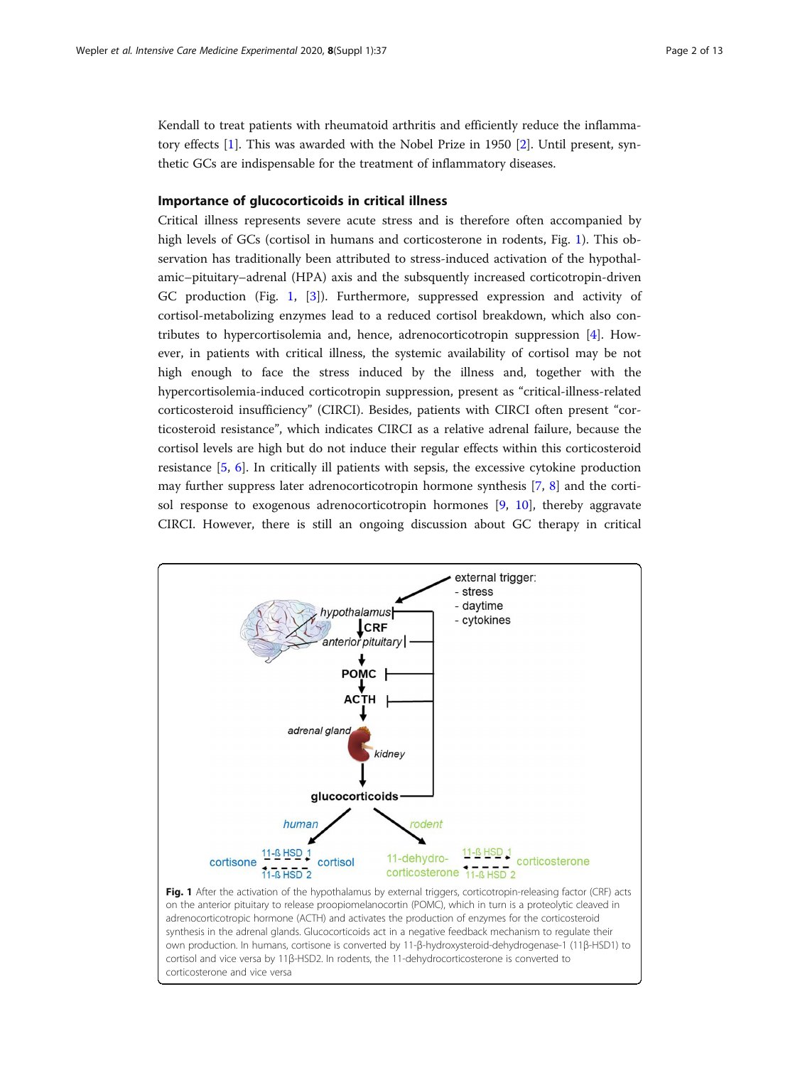Kendall to treat patients with rheumatoid arthritis and efficiently reduce the inflammatory effects [1]. This was awarded with the Nobel Prize in 1950 [2]. Until present, synthetic GCs are indispensable for the treatment of inflammatory diseases.

## Importance of glucocorticoids in critical illness

Critical illness represents severe acute stress and is therefore often accompanied by high levels of GCs (cortisol in humans and corticosterone in rodents, Fig. 1). This observation has traditionally been attributed to stress-induced activation of the hypothalamic–pituitary–adrenal (HPA) axis and the subsquently increased corticotropin-driven GC production (Fig. 1, [3]). Furthermore, suppressed expression and activity of cortisol-metabolizing enzymes lead to a reduced cortisol breakdown, which also contributes to hypercortisolemia and, hence, adrenocorticotropin suppression [4]. However, in patients with critical illness, the systemic availability of cortisol may be not high enough to face the stress induced by the illness and, together with the hypercortisolemia-induced corticotropin suppression, present as "critical-illness-related corticosteroid insufficiency" (CIRCI). Besides, patients with CIRCI often present "corticosteroid resistance", which indicates CIRCI as a relative adrenal failure, because the cortisol levels are high but do not induce their regular effects within this corticosteroid resistance [5, 6]. In critically ill patients with sepsis, the excessive cytokine production may further suppress later adrenocorticotropin hormone synthesis [7, 8] and the cortisol response to exogenous adrenocorticotropin hormones [9, 10], thereby aggravate CIRCI. However, there is still an ongoing discussion about GC therapy in critical

**Fig. 1** After the activation of the hypothalamus by external triggers, corticotropin-releasing factor (CRF) acts on the anterior pituitary to release proopiomelanocortin (POMC), which in turn is a proteolytic cleaved in adrenocorticotropic hormone (ACTH) and activates the production of enzymes for the corticosteroid synthesis in the adrenal glands. Glucocorticoids act in a negative feedback mechanism to regulate their own production. In humans, cortisone is converted by 11-β-hydroxysteroid-dehydrogenase-1 (11β-HSD1) to cortisol and vice versa by 11β-HSD2. In rodents, the 11-dehydrocorticosterone is converted to corticosterone and vice versa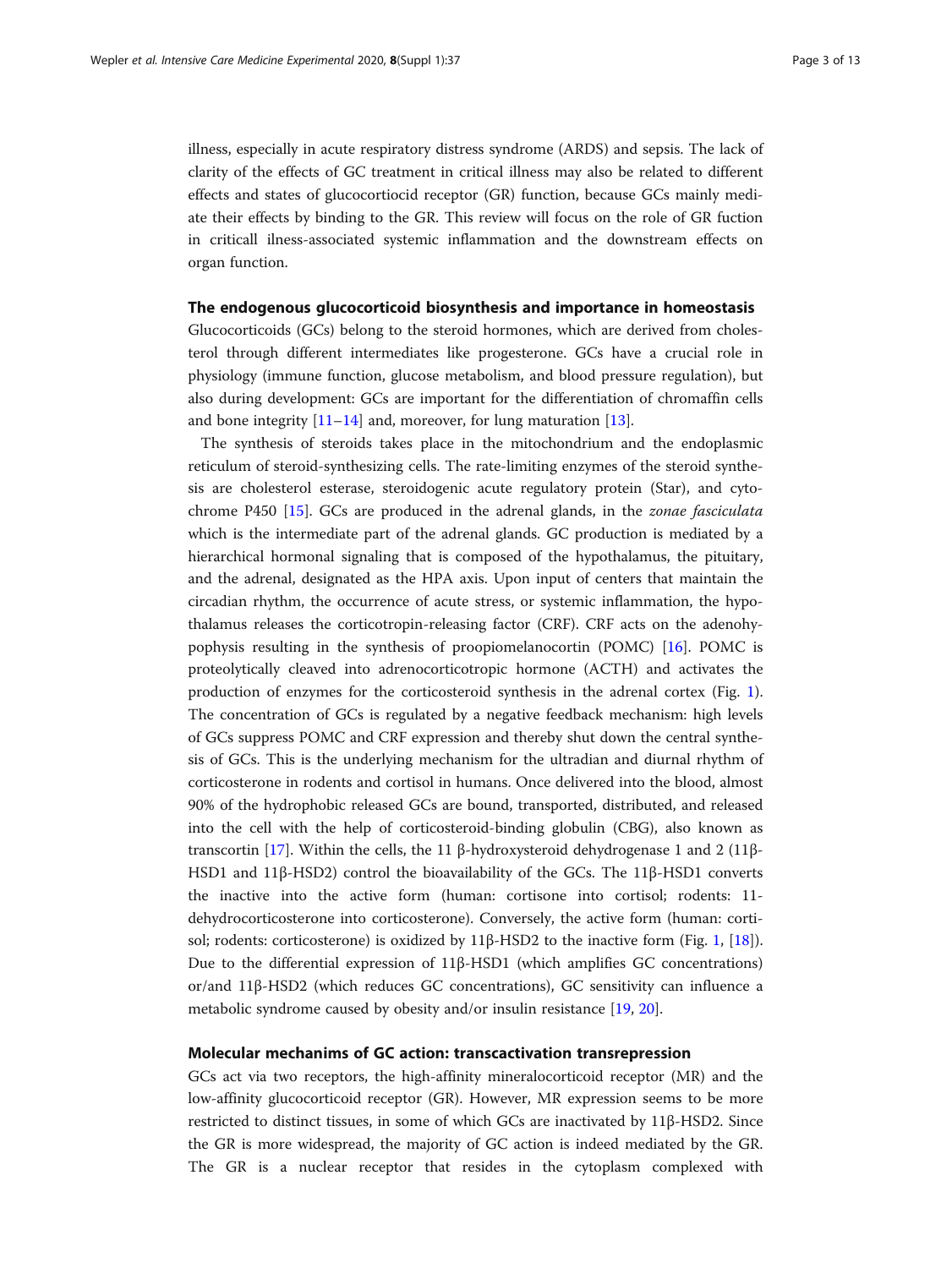illness, especially in acute respiratory distress syndrome (ARDS) and sepsis. The lack of clarity of the effects of GC treatment in critical illness may also be related to different effects and states of glucocortiocid receptor (GR) function, because GCs mainly mediate their effects by binding to the GR. This review will focus on the role of GR fuction in criticall ilness-associated systemic inflammation and the downstream effects on organ function.

## The endogenous glucocorticoid biosynthesis and importance in homeostasis

Glucocorticoids (GCs) belong to the steroid hormones, which are derived from cholesterol through different intermediates like progesterone. GCs have a crucial role in physiology (immune function, glucose metabolism, and blood pressure regulation), but also during development: GCs are important for the differentiation of chromaffin cells and bone integrity [11–14] and, moreover, for lung maturation [13].

The synthesis of steroids takes place in the mitochondrium and the endoplasmic reticulum of steroid-synthesizing cells. The rate-limiting enzymes of the steroid synthesis are cholesterol esterase, steroidogenic acute regulatory protein (Star), and cytochrome P450 [15]. GCs are produced in the adrenal glands, in the *zonae fasciculata* which is the intermediate part of the adrenal glands. GC production is mediated by a hierarchical hormonal signaling that is composed of the hypothalamus, the pituitary, and the adrenal, designated as the HPA axis. Upon input of centers that maintain the circadian rhythm, the occurrence of acute stress, or systemic inflammation, the hypothalamus releases the corticotropin-releasing factor (CRF). CRF acts on the adenohypophysis resulting in the synthesis of proopiomelanocortin (POMC) [16]. POMC is proteolytically cleaved into adrenocorticotropic hormone (ACTH) and activates the production of enzymes for the corticosteroid synthesis in the adrenal cortex (Fig. 1). The concentration of GCs is regulated by a negative feedback mechanism: high levels of GCs suppress POMC and CRF expression and thereby shut down the central synthesis of GCs. This is the underlying mechanism for the ultradian and diurnal rhythm of corticosterone in rodents and cortisol in humans. Once delivered into the blood, almost 90% of the hydrophobic released GCs are bound, transported, distributed, and released into the cell with the help of corticosteroid-binding globulin (CBG), also known as transcortin [17]. Within the cells, the 11 β-hydroxysteroid dehydrogenase 1 and 2 (11β-HSD1 and 11β-HSD2) control the bioavailability of the GCs. The 11β-HSD1 converts the inactive into the active form (human: cortisone into cortisol; rodents: 11-dehydrocorticosterone into corticosterone). Conversely, the active form (human: cortisol; rodents: corticosterone) is oxidized by 11β-HSD2 to the inactive form (Fig. 1, [18]). Due to the differential expression of 11β-HSD1 (which amplifies GC concentrations) or/and 11β-HSD2 (which reduces GC concentrations), GC sensitivity can influence a metabolic syndrome caused by obesity and/or insulin resistance [19, 20].

## Molecular mechanims of GC action: transcactivation transrepression

GCs act via two receptors, the high-affinity mineralocorticoid receptor (MR) and the low-affinity glucocorticoid receptor (GR). However, MR expression seems to be more restricted to distinct tissues, in some of which GCs are inactivated by 11β-HSD2. Since the GR is more widespread, the majority of GC action is indeed mediated by the GR. The GR is a nuclear receptor that resides in the cytoplasm complexed with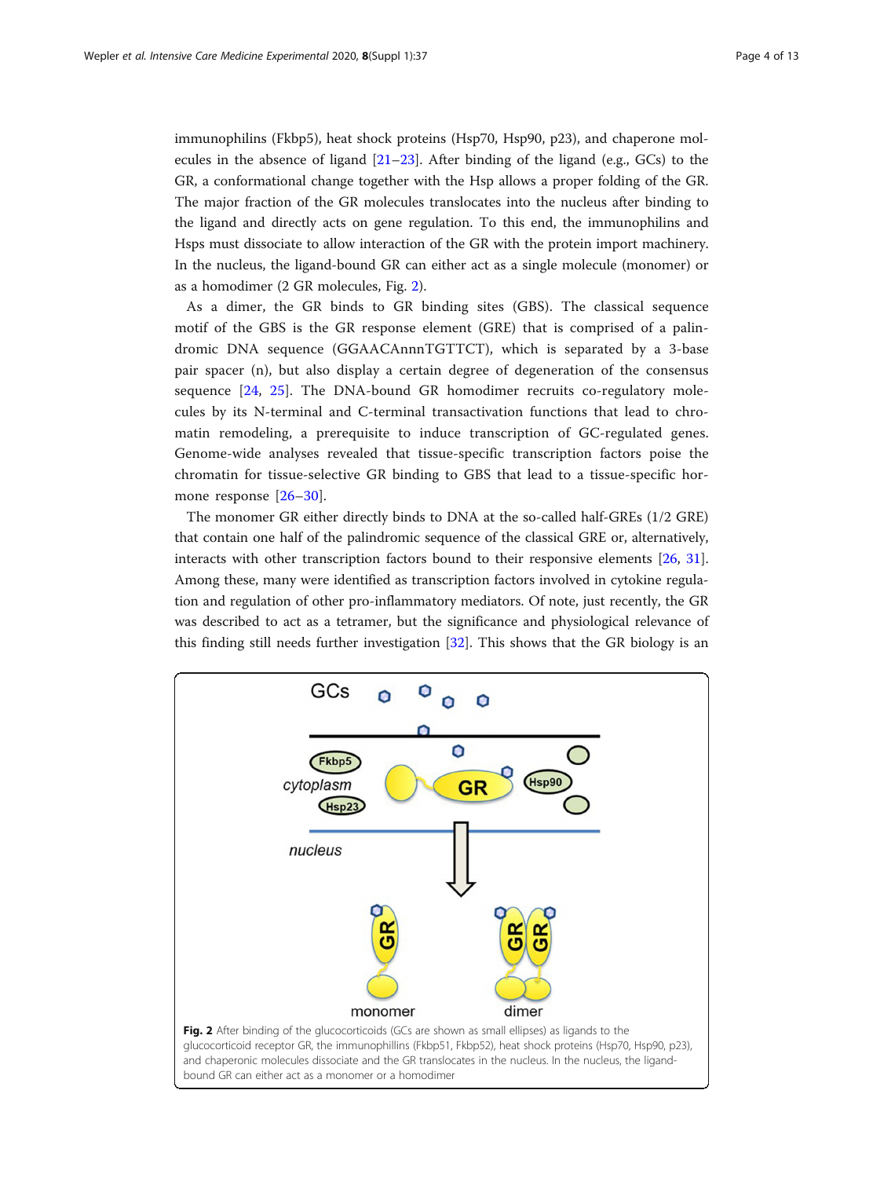immunophilins (Fkbp5), heat shock proteins (Hsp70, Hsp90, p23), and chaperone molecules in the absence of ligand [21–23]. After binding of the ligand (e.g., GCs) to the GR, a conformational change together with the Hsp allows a proper folding of the GR. The major fraction of the GR molecules translocates into the nucleus after binding to the ligand and directly acts on gene regulation. To this end, the immunophilins and Hsps must dissociate to allow interaction of the GR with the protein import machinery. In the nucleus, the ligand-bound GR can either act as a single molecule (monomer) or as a homodimer (2 GR molecules, Fig. 2).

As a dimer, the GR binds to GR binding sites (GBS). The classical sequence motif of the GBS is the GR response element (GRE) that is comprised of a palindromic DNA sequence (GGAACAnnnTGTTCT), which is separated by a 3-base pair spacer (n), but also display a certain degree of degeneration of the consensus sequence [24, 25]. The DNA-bound GR homodimer recruits co-regulatory molecules by its N-terminal and C-terminal transactivation functions that lead to chromatin remodeling, a prerequisite to induce transcription of GC-regulated genes. Genome-wide analyses revealed that tissue-specific transcription factors poise the chromatin for tissue-selective GR binding to GBS that lead to a tissue-specific hormone response [26–30].

The monomer GR either directly binds to DNA at the so-called half-GREs (1/2 GRE) that contain one half of the palindromic sequence of the classical GRE or, alternatively, interacts with other transcription factors bound to their responsive elements [26, 31]. Among these, many were identified as transcription factors involved in cytokine regulation and regulation of other pro-inflammatory mediators. Of note, just recently, the GR was described to act as a tetramer, but the significance and physiological relevance of this finding still needs further investigation [32]. This shows that the GR biology is an

**Fig. 2** After binding of the glucocorticoids (GCs are shown as small ellipses) as ligands to the glucocorticoid receptor GR, the immunophillins (Fkbp51, Fkbp52), heat shock proteins (Hsp70, Hsp90, p23), and chaperonic molecules dissociate and the GR translocates in the nucleus. In the nucleus, the ligand-bound GR can either act as a monomer or a homodimer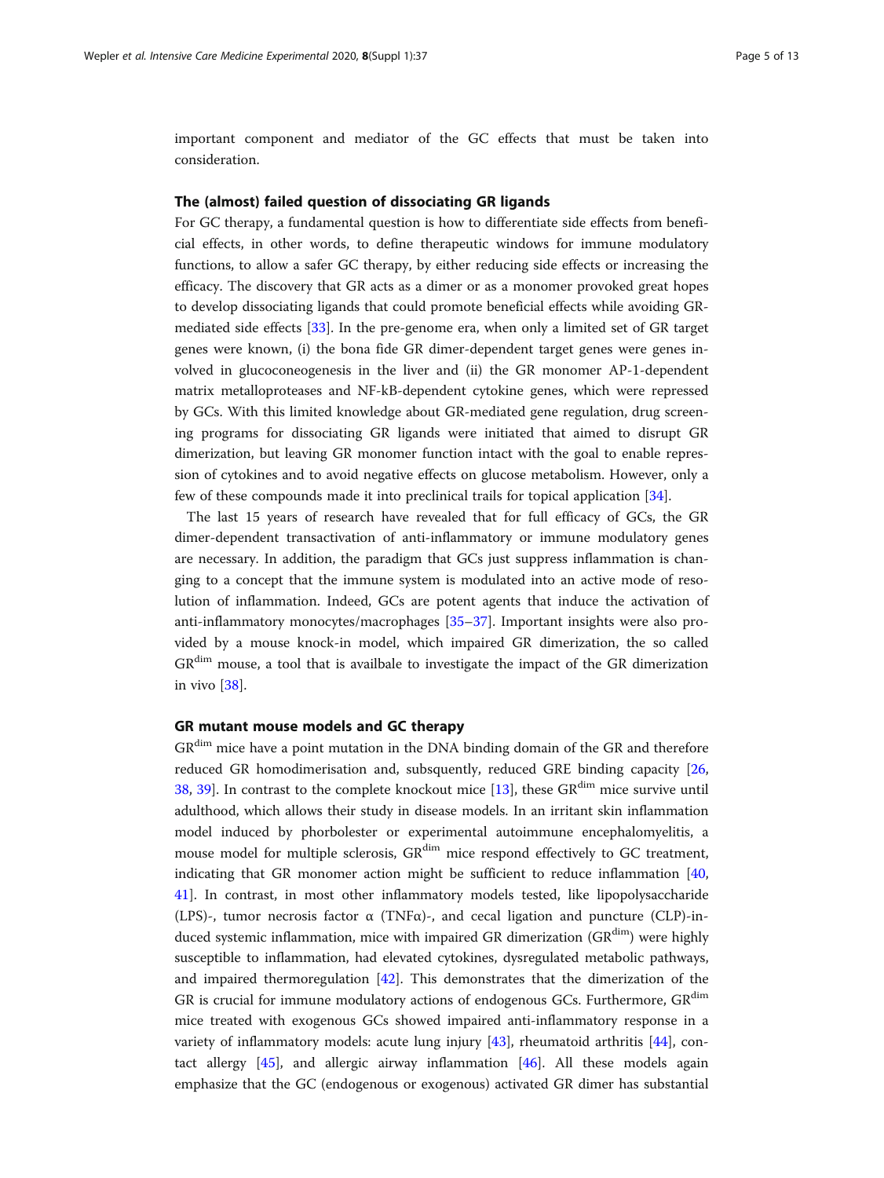important component and mediator of the GC effects that must be taken into consideration.

### The (almost) failed question of dissociating GR ligands

For GC therapy, a fundamental question is how to differentiate side effects from beneficial effects, in other words, to define therapeutic windows for immune modulatory functions, to allow a safer GC therapy, by either reducing side effects or increasing the efficacy. The discovery that GR acts as a dimer or as a monomer provoked great hopes to develop dissociating ligands that could promote beneficial effects while avoiding GR-mediated side effects [33]. In the pre-genome era, when only a limited set of GR target genes were known, (i) the bona fide GR dimer-dependent target genes were genes involved in glucoconeogenesis in the liver and (ii) the GR monomer AP-1-dependent matrix metalloproteases and NF-kB-dependent cytokine genes, which were repressed by GCs. With this limited knowledge about GR-mediated gene regulation, drug screening programs for dissociating GR ligands were initiated that aimed to disrupt GR dimerization, but leaving GR monomer function intact with the goal to enable repression of cytokines and to avoid negative effects on glucose metabolism. However, only a few of these compounds made it into preclinical trails for topical application [34].

The last 15 years of research have revealed that for full efficacy of GCs, the GR dimer-dependent transactivation of anti-inflammatory or immune modulatory genes are necessary. In addition, the paradigm that GCs just suppress inflammation is changing to a concept that the immune system is modulated into an active mode of resolution of inflammation. Indeed, GCs are potent agents that induce the activation of anti-inflammatory monocytes/macrophages [35–37]. Important insights were also provided by a mouse knock-in model, which impaired GR dimerization, the so called $GR^{dim}$ mouse, a tool that is availbale to investigate the impact of the GR dimerization in vivo [38].

### GR mutant mouse models and GC therapy

$GR^{dim}$ mice have a point mutation in the DNA binding domain of the GR and therefore reduced GR homodimerisation and, subsquently, reduced GRE binding capacity [26, 38, 39]. In contrast to the complete knockout mice [13], these $GR^{dim}$ mice survive until adulthood, which allows their study in disease models. In an irritant skin inflammation model induced by phorbolester or experimental autoimmune encephalomyelitis, a mouse model for multiple sclerosis, $GR^{dim}$ mice respond effectively to GC treatment, indicating that GR monomer action might be sufficient to reduce inflammation [40, 41]. In contrast, in most other inflammatory models tested, like lipopolysaccharide (LPS)-, tumor necrosis factor α (TNFα)-, and cecal ligation and puncture (CLP)-induced systemic inflammation, mice with impaired GR dimerization ($GR^{dim}$) were highly susceptible to inflammation, had elevated cytokines, dysregulated metabolic pathways, and impaired thermoregulation [42]. This demonstrates that the dimerization of the GR is crucial for immune modulatory actions of endogenous GCs. Furthermore, $GR^{dim}$ mice treated with exogenous GCs showed impaired anti-inflammatory response in a variety of inflammatory models: acute lung injury [43], rheumatoid arthritis [44], contact allergy [45], and allergic airway inflammation [46]. All these models again emphasize that the GC (endogenous or exogenous) activated GR dimer has substantial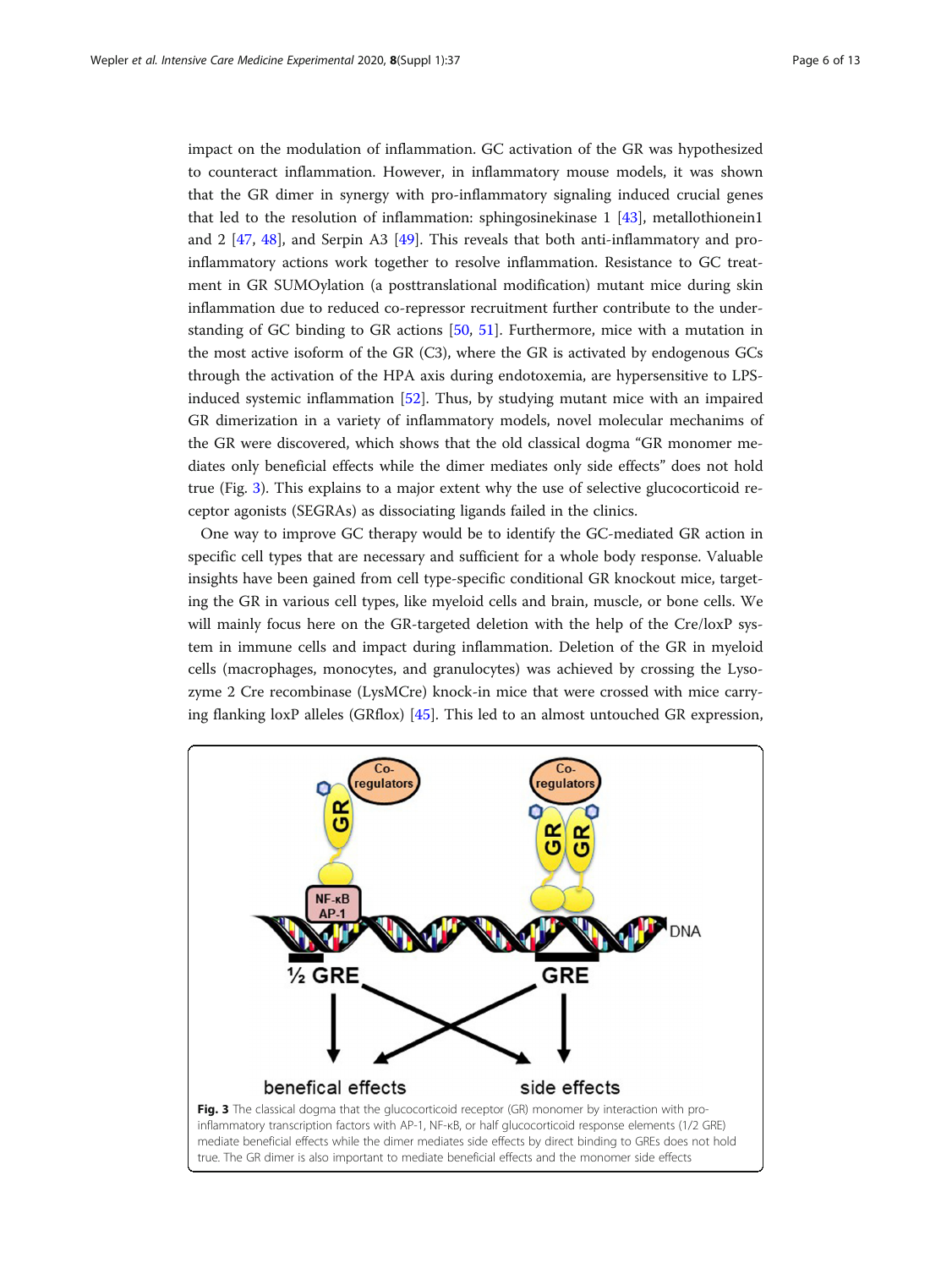impact on the modulation of inflammation. GC activation of the GR was hypothesized to counteract inflammation. However, in inflammatory mouse models, it was shown that the GR dimer in synergy with pro-inflammatory signaling induced crucial genes that led to the resolution of inflammation: sphingosinekinase 1 [43], metallothionein1 and 2 [47, 48], and Serpin A3 [49]. This reveals that both anti-inflammatory and pro-inflammatory actions work together to resolve inflammation. Resistance to GC treatment in GR SUMOylation (a posttranslational modification) mutant mice during skin inflammation due to reduced co-repressor recruitment further contribute to the understanding of GC binding to GR actions [50, 51]. Furthermore, mice with a mutation in the most active isoform of the GR (C3), where the GR is activated by endogenous GCs through the activation of the HPA axis during endotoxemia, are hypersensitive to LPS-induced systemic inflammation [52]. Thus, by studying mutant mice with an impaired GR dimerization in a variety of inflammatory models, novel molecular mechanims of the GR were discovered, which shows that the old classical dogma "GR monomer mediates only beneficial effects while the dimer mediates only side effects" does not hold true (Fig. 3). This explains to a major extent why the use of selective glucocorticoid receptor agonists (SEGRAs) as dissociating ligands failed in the clinics.

One way to improve GC therapy would be to identify the GC-mediated GR action in specific cell types that are necessary and sufficient for a whole body response. Valuable insights have been gained from cell type-specific conditional GR knockout mice, targeting the GR in various cell types, like myeloid cells and brain, muscle, or bone cells. We will mainly focus here on the GR-targeted deletion with the help of the Cre/loxP system in immune cells and impact during inflammation. Deletion of the GR in myeloid cells (macrophages, monocytes, and granulocytes) was achieved by crossing the Lysozyme 2 Cre recombinase (LysMCre) knock-in mice that were crossed with mice carrying flanking loxP alleles (GRflox) [45]. This led to an almost untouched GR expression,

**Fig. 3** The classical dogma that the glucocorticoid receptor (GR) monomer by interaction with pro-inflammatory transcription factors with AP-1, NF-κB, or half glucocorticoid response elements (1/2 GRE) mediate beneficial effects while the dimer mediates side effects by direct binding to GREs does not hold true. The GR dimer is also important to mediate beneficial effects and the monomer side effects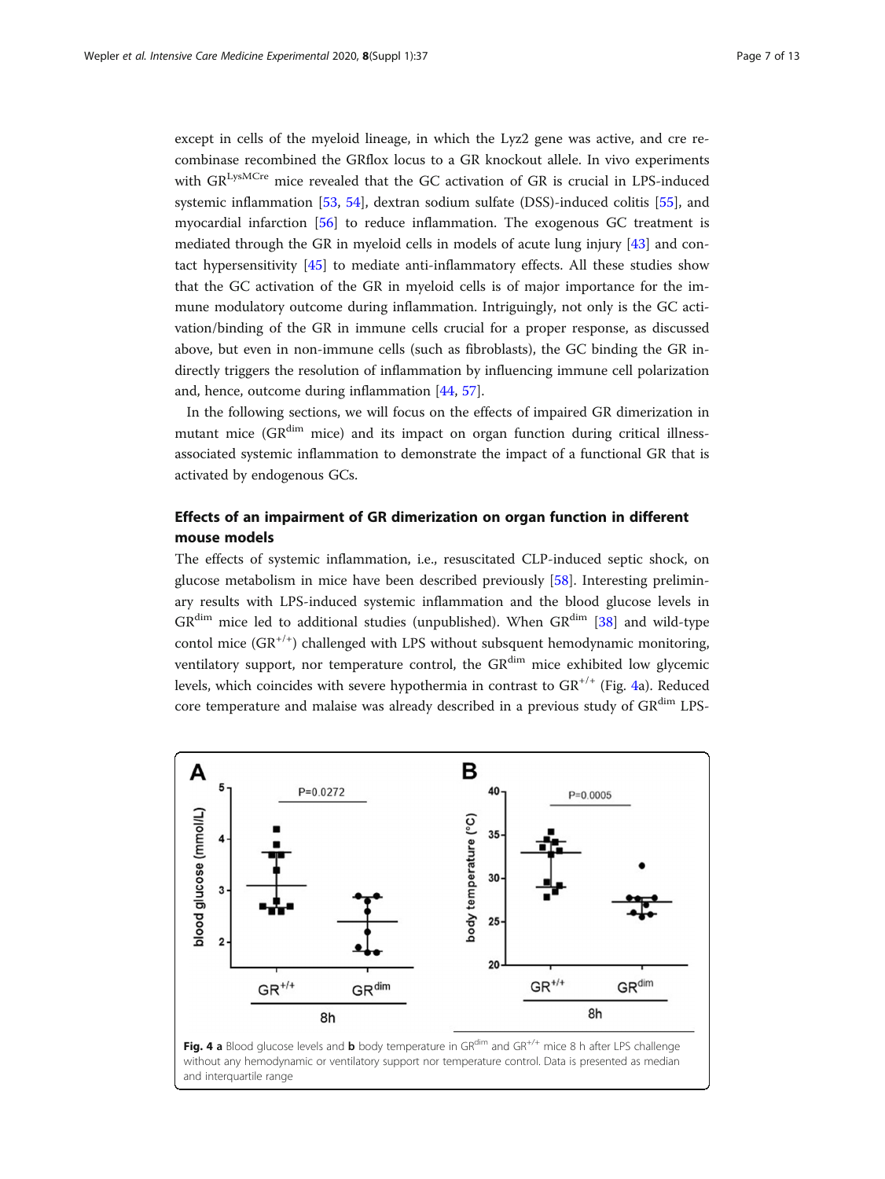except in cells of the myeloid lineage, in which the Lyz2 gene was active, and cre recombinase recombined the GRflox locus to a GR knockout allele. In vivo experiments with $GR^{LysMCre}$ mice revealed that the GC activation of GR is crucial in LPS-induced systemic inflammation [53, 54], dextran sodium sulfate (DSS)-induced colitis [55], and myocardial infarction [56] to reduce inflammation. The exogenous GC treatment is mediated through the GR in myeloid cells in models of acute lung injury [43] and contact hypersensitivity [45] to mediate anti-inflammatory effects. All these studies show that the GC activation of the GR in myeloid cells is of major importance for the immune modulatory outcome during inflammation. Intriguingly, not only is the GC activation/binding of the GR in immune cells crucial for a proper response, as discussed above, but even in non-immune cells (such as fibroblasts), the GC binding the GR indirectly triggers the resolution of inflammation by influencing immune cell polarization and, hence, outcome during inflammation [44, 57].

In the following sections, we will focus on the effects of impaired GR dimerization in mutant mice ($GR^{dim}$ mice) and its impact on organ function during critical illness-associated systemic inflammation to demonstrate the impact of a functional GR that is activated by endogenous GCs.

## Effects of an impairment of GR dimerization on organ function in different mouse models

The effects of systemic inflammation, i.e., resuscitated CLP-induced septic shock, on glucose metabolism in mice have been described previously [58]. Interesting preliminary results with LPS-induced systemic inflammation and the blood glucose levels in $GR^{dim}$ mice led to additional studies (unpublished). When $GR^{dim}$ [38] and wild-type contol mice ($GR^{+/+}$) challenged with LPS without subsequent hemodynamic monitoring, ventilatory support, nor temperature control, the $GR^{dim}$ mice exhibited low glycemic levels, which coincides with severe hypothermia in contrast to $GR^{+/+}$ (Fig. 4a). Reduced core temperature and malaise was already described in a previous study of $GR^{dim}$ LPS-

**Fig. 4** **a** Blood glucose levels and **b** body temperature in $GR^{dim}$ and $GR^{+/+}$ mice 8 h after LPS challenge without any hemodynamic or ventilatory support nor temperature control. Data is presented as median and interquartile range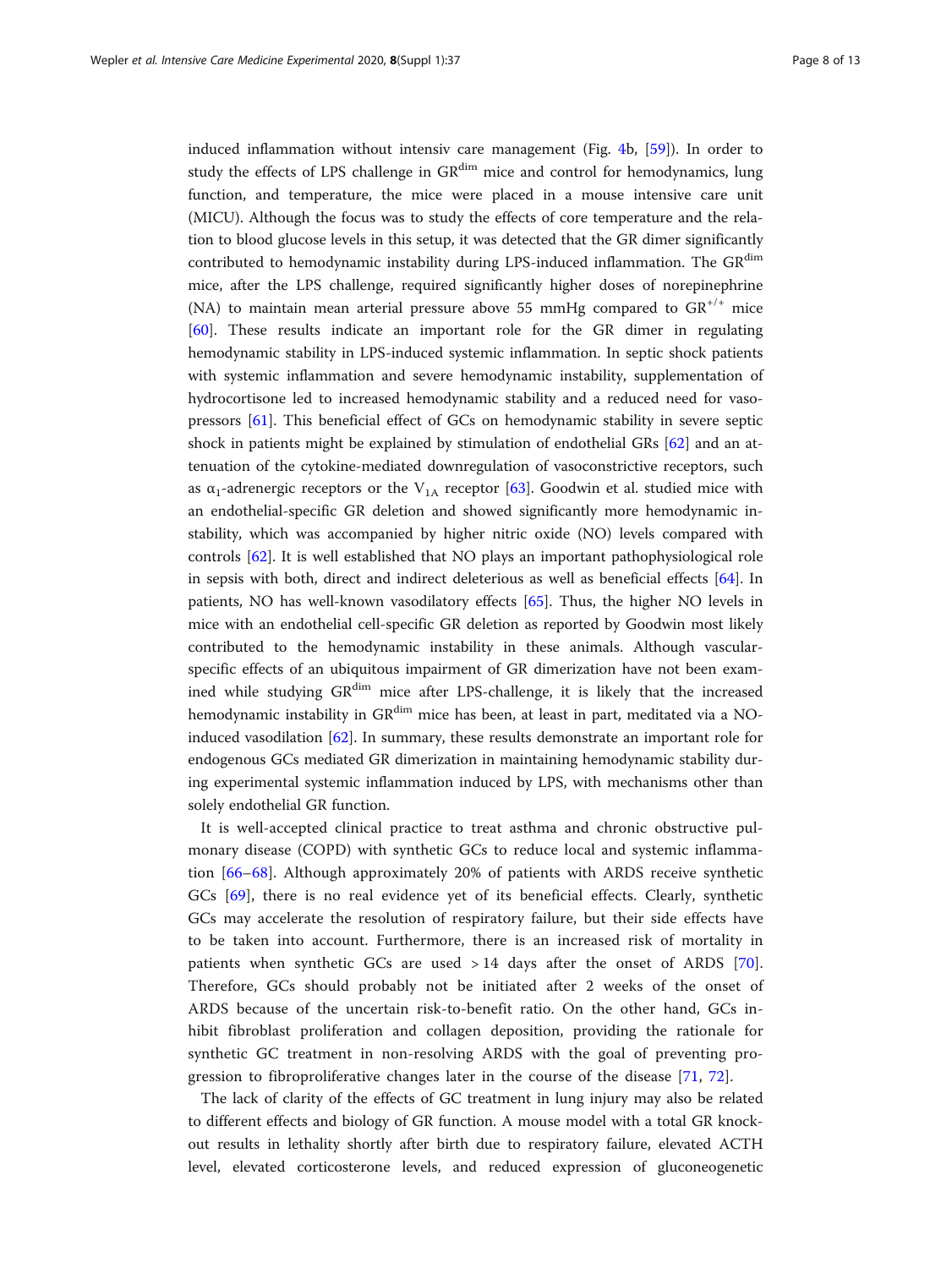induced inflammation without intensiv care management (Fig. 4b, [59]). In order to study the effects of LPS challenge in $GR^{dim}$ mice and control for hemodynamics, lung function, and temperature, the mice were placed in a mouse intensive care unit (MICU). Although the focus was to study the effects of core temperature and the relation to blood glucose levels in this setup, it was detected that the GR dimer significantly contributed to hemodynamic instability during LPS-induced inflammation. The $GR^{dim}$ mice, after the LPS challenge, required significantly higher doses of norepinephrine (NA) to maintain mean arterial pressure above 55 mmHg compared to $GR^{+/+}$ mice [60]. These results indicate an important role for the GR dimer in regulating hemodynamic stability in LPS-induced systemic inflammation. In septic shock patients with systemic inflammation and severe hemodynamic instability, supplementation of hydrocortisone led to increased hemodynamic stability and a reduced need for vasopressors [61]. This beneficial effect of GCs on hemodynamic stability in severe septic shock in patients might be explained by stimulation of endothelial GRs [62] and an attenuation of the cytokine-mediated downregulation of vasoconstrictive receptors, such as $\alpha_1$-adrenergic receptors or the $V_{1A}$ receptor [63]. Goodwin et al. studied mice with an endothelial-specific GR deletion and showed significantly more hemodynamic instability, which was accompanied by higher nitric oxide (NO) levels compared with controls [62]. It is well established that NO plays an important pathophysiological role in sepsis with both, direct and indirect deleterious as well as beneficial effects [64]. In patients, NO has well-known vasodilatory effects [65]. Thus, the higher NO levels in mice with an endothelial cell-specific GR deletion as reported by Goodwin most likely contributed to the hemodynamic instability in these animals. Although vascular-specific effects of an ubiquitous impairment of GR dimerization have not been examined while studying $GR^{dim}$ mice after LPS-challenge, it is likely that the increased hemodynamic instability in $GR^{dim}$ mice has been, at least in part, meditated via a NO-induced vasodilation [62]. In summary, these results demonstrate an important role for endogenous GCs mediated GR dimerization in maintaining hemodynamic stability during experimental systemic inflammation induced by LPS, with mechanisms other than solely endothelial GR function.

It is well-accepted clinical practice to treat asthma and chronic obstructive pulmonary disease (COPD) with synthetic GCs to reduce local and systemic inflammation [66–68]. Although approximately 20% of patients with ARDS receive synthetic GCs [69], there is no real evidence yet of its beneficial effects. Clearly, synthetic GCs may accelerate the resolution of respiratory failure, but their side effects have to be taken into account. Furthermore, there is an increased risk of mortality in patients when synthetic GCs are used > 14 days after the onset of ARDS [70]. Therefore, GCs should probably not be initiated after 2 weeks of the onset of ARDS because of the uncertain risk-to-benefit ratio. On the other hand, GCs inhibit fibroblast proliferation and collagen deposition, providing the rationale for synthetic GC treatment in non-resolving ARDS with the goal of preventing progression to fibroproliferative changes later in the course of the disease [71, 72].

The lack of clarity of the effects of GC treatment in lung injury may also be related to different effects and biology of GR function. A mouse model with a total GR knockout results in lethality shortly after birth due to respiratory failure, elevated ACTH level, elevated corticosterone levels, and reduced expression of gluconeogenetic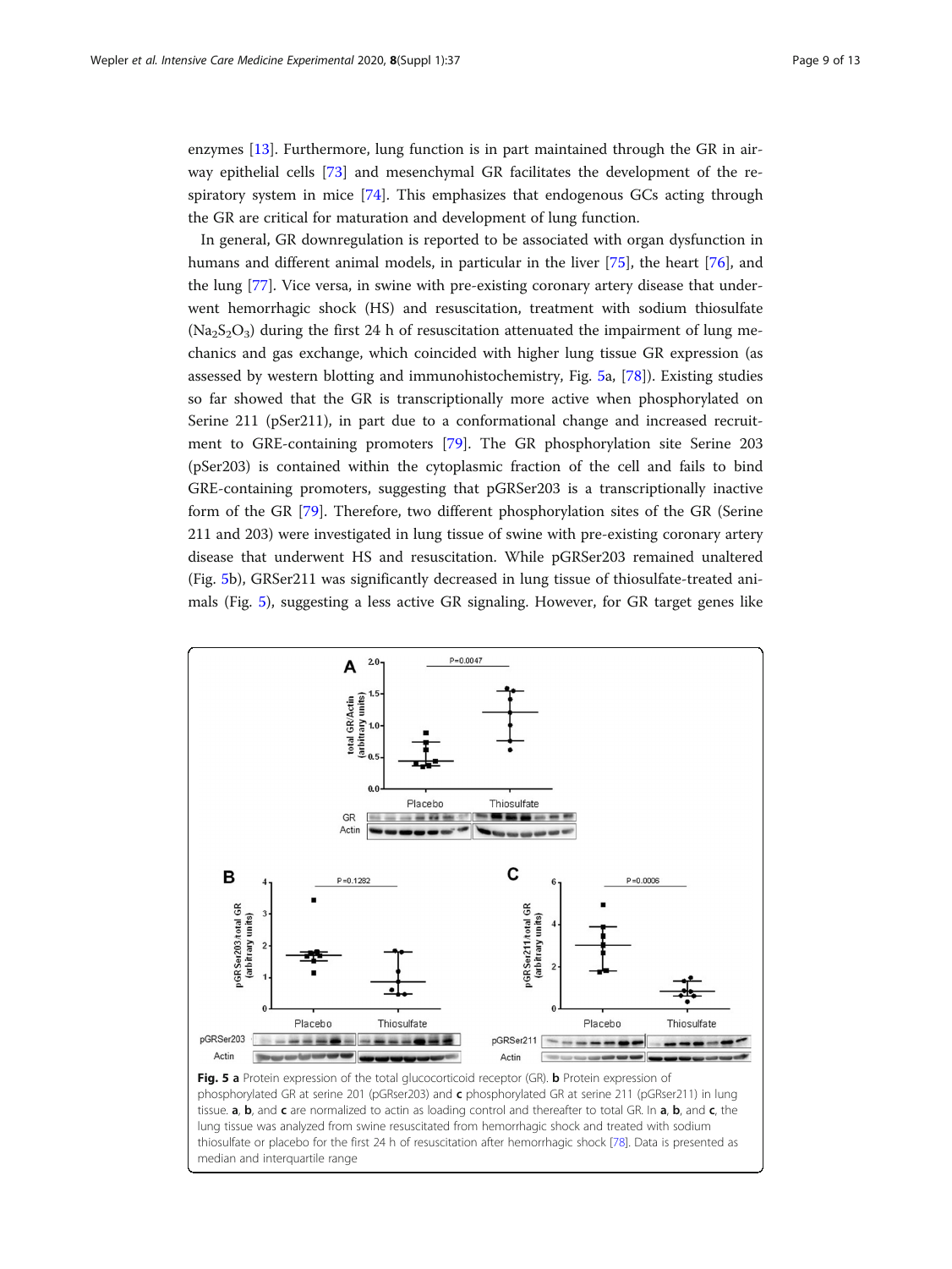enzymes [13]. Furthermore, lung function is in part maintained through the GR in airway epithelial cells [73] and mesenchymal GR facilitates the development of the respiratory system in mice [74]. This emphasizes that endogenous GCs acting through the GR are critical for maturation and development of lung function.

In general, GR downregulation is reported to be associated with organ dysfunction in humans and different animal models, in particular in the liver [75], the heart [76], and the lung [77]. Vice versa, in swine with pre-existing coronary artery disease that underwent hemorrhagic shock (HS) and resuscitation, treatment with sodium thiosulfate ($Na_2S_2O_3$) during the first 24 h of resuscitation attenuated the impairment of lung mechanics and gas exchange, which coincided with higher lung tissue GR expression (as assessed by western blotting and immunohistochemistry, Fig. 5a, [78]). Existing studies so far showed that the GR is transcriptionally more active when phosphorylated on Serine 211 (pSer211), in part due to a conformational change and increased recruitment to GRE-containing promoters [79]. The GR phosphorylation site Serine 203 (pSer203) is contained within the cytoplasmic fraction of the cell and fails to bind GRE-containing promoters, suggesting that pGRSer203 is a transcriptionally inactive form of the GR [79]. Therefore, two different phosphorylation sites of the GR (Serine 211 and 203) were investigated in lung tissue of swine with pre-existing coronary artery disease that underwent HS and resuscitation. While pGRSer203 remained unaltered (Fig. 5b), GRSer211 was significantly decreased in lung tissue of thiosulfate-treated animals (Fig. 5), suggesting a less active GR signaling. However, for GR target genes like

**Fig. 5 a** Protein expression of the total glucocorticoid receptor (GR). **b** Protein expression of phosphorylated GR at serine 201 (pGRser203) and **c** phosphorylated GR at serine 211 (pGRser211) in lung tissue. **a**, **b**, and **c** are normalized to actin as loading control and thereafter to total GR. In **a**, **b**, and **c**, the lung tissue was analyzed from swine resuscitated from hemorrhagic shock and treated with sodium thiosulfate or placebo for the first 24 h of resuscitation after hemorrhagic shock [78]. Data is presented as median and interquartile range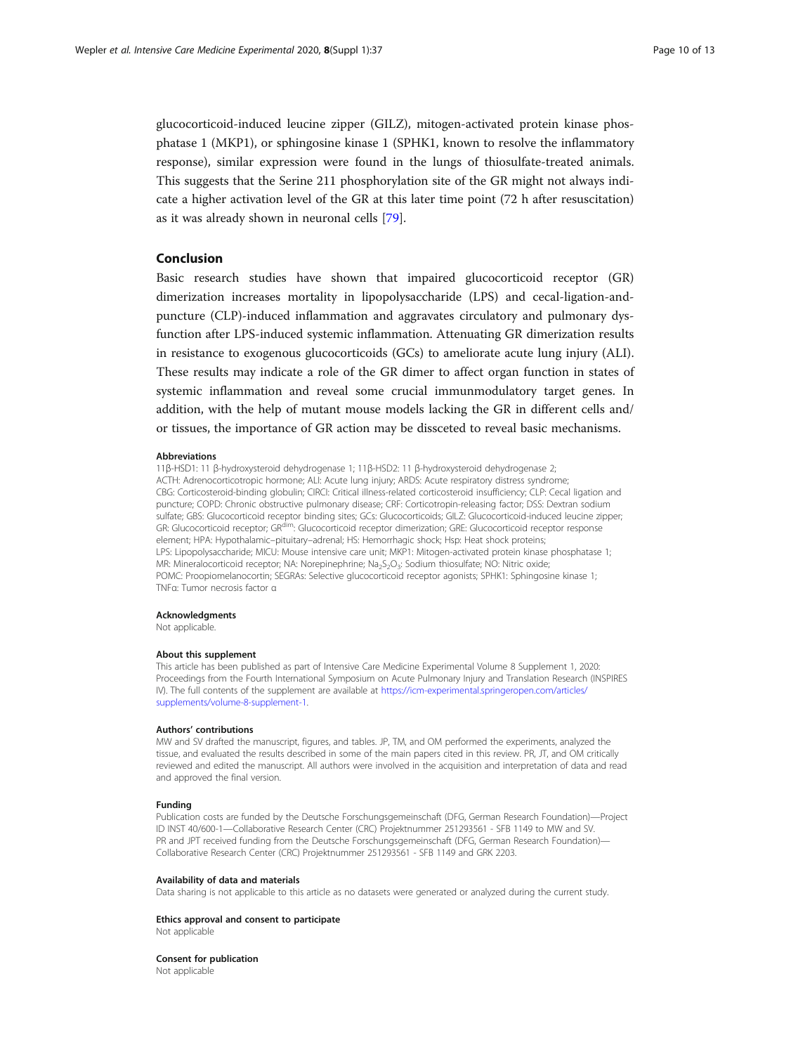glucocorticoid-induced leucine zipper (GILZ), mitogen-activated protein kinase phosphatase 1 (MKP1), or sphingosine kinase 1 (SPHK1, known to resolve the inflammatory response), similar expression were found in the lungs of thiosulfate-treated animals. This suggests that the Serine 211 phosphorylation site of the GR might not always indicate a higher activation level of the GR at this later time point (72 h after resuscitation) as it was already shown in neuronal cells [79].

## Conclusion

Basic research studies have shown that impaired glucocorticoid receptor (GR) dimerization increases mortality in lipopolysaccharide (LPS) and cecal-ligation-and-puncture (CLP)-induced inflammation and aggravates circulatory and pulmonary dysfunction after LPS-induced systemic inflammation. Attenuating GR dimerization results in resistance to exogenous glucocorticoids (GCs) to ameliorate acute lung injury (ALI). These results may indicate a role of the GR dimer to affect organ function in states of systemic inflammation and reveal some crucial immunmodulatory target genes. In addition, with the help of mutant mouse models lacking the GR in different cells and/or tissues, the importance of GR action may be dissceted to reveal basic mechanisms.

#### Abbreviations

11β-HSD1: 11 β-hydroxysteroid dehydrogenase 1; 11β-HSD2: 11 β-hydroxysteroid dehydrogenase 2; ACTH: Adrenocorticotropic hormone; ALI: Acute lung injury; ARDS: Acute respiratory distress syndrome; CBG: Corticosteroid-binding globulin; CIRCI: Critical illness-related corticosteroid insufficiency; CLP: Cecal ligation and puncture; COPD: Chronic obstructive pulmonary disease; CRF: Corticotropin-releasing factor; DSS: Dextran sodium sulfate; GBS: Glucocorticoid receptor binding sites; GCs: Glucocorticoids; GILZ: Glucocorticoid-induced leucine zipper; GR: Glucocorticoid receptor; $GR^{dim}$: Glucocorticoid receptor dimerization; GRE: Glucocorticoid receptor response element; HPA: Hypothalamic–pituitary–adrenal; HS: Hemorrhagic shock; Hsp: Heat shock proteins; LPS: Lipopolysaccharide; MICU: Mouse intensive care unit; MKP1: Mitogen-activated protein kinase phosphatase 1; MR: Mineralocorticoid receptor; NA: Norepinephrine; $Na_2S_2O_3$: Sodium thiosulfate; NO: Nitric oxide; POMC: Proopiomelanocortin; SEGRAs: Selective glucocorticoid receptor agonists; SPHK1: Sphingosine kinase 1; TNFα: Tumor necrosis factor α

#### Acknowledgments

Not applicable.

#### About this supplement

This article has been published as part of Intensive Care Medicine Experimental Volume 8 Supplement 1, 2020: Proceedings from the Fourth International Symposium on Acute Pulmonary Injury and Translation Research (INSPIRES IV). The full contents of the supplement are available at https://icm-experimental.springeropen.com/articles/supplements/volume-8-supplement-1.

#### Authors' contributions

MW and SV drafted the manuscript, figures, and tables. JP, TM, and OM performed the experiments, analyzed the tissue, and evaluated the results described in some of the main papers cited in this review. PR, JT, and OM critically reviewed and edited the manuscript. All authors were involved in the acquisition and interpretation of data and read and approved the final version.

#### Funding

Publication costs are funded by the Deutsche Forschungsgemeinschaft (DFG, German Research Foundation)—Project ID INST 40/600-1—Collaborative Research Center (CRC) Projektnummer 251293561 - SFB 1149 to MW and SV. PR and JPT received funding from the Deutsche Forschungsgemeinschaft (DFG, German Research Foundation)—Collaborative Research Center (CRC) Projektnummer 251293561 - SFB 1149 and GRK 2203.

#### Availability of data and materials

Data sharing is not applicable to this article as no datasets were generated or analyzed during the current study.

#### Ethics approval and consent to participate

Not applicable

#### Consent for publication

Not applicable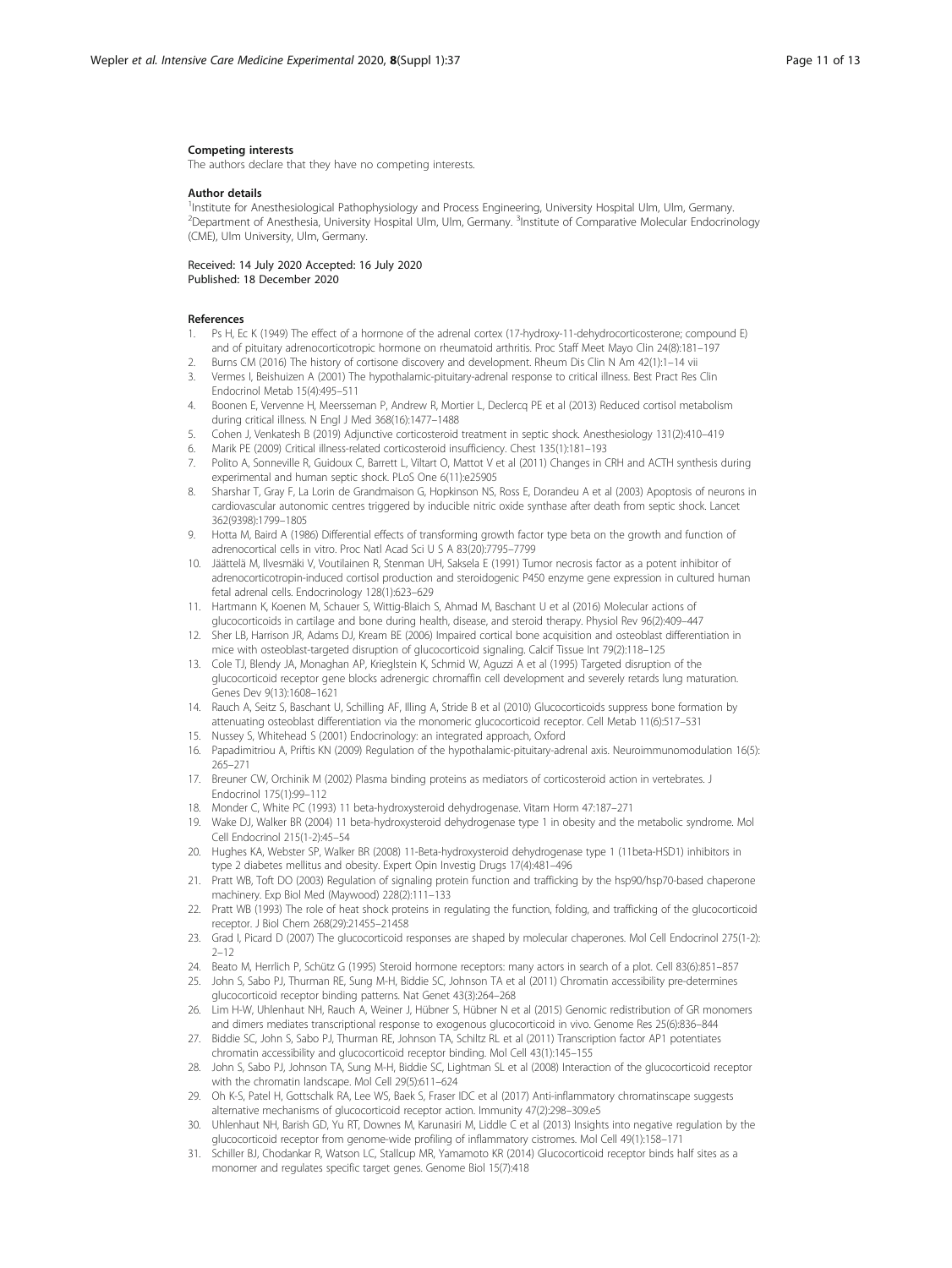### Competing interests

The authors declare that they have no competing interests.

### Author details

[1]Institute for Anesthesiological Pathophysiology and Process Engineering, University Hospital Ulm, Ulm, Germany. [2]Department of Anesthesia, University Hospital Ulm, Ulm, Germany. [3]Institute of Comparative Molecular Endocrinology (CME), Ulm University, Ulm, Germany.

Received: 14 July 2020 Accepted: 16 July 2020
Published: 18 December 2020

### References

1. Ps H, Ec K (1949) The effect of a hormone of the adrenal cortex (17-hydroxy-11-dehydrocorticosterone; compound E) and of pituitary adrenocorticotropic hormone on rheumatoid arthritis. Proc Staff Meet Mayo Clin 24(8):181–197
2. Burns CM (2016) The history of cortisone discovery and development. Rheum Dis Clin N Am 42(1):1–14 vii
3. Vermes I, Beishuizen A (2001) The hypothalamic-pituitary-adrenal response to critical illness. Best Pract Res Clin Endocrinol Metab 15(4):495–511
4. Boonen E, Vervenne H, Meersseman P, Andrew R, Mortier L, Declercq PE et al (2013) Reduced cortisol metabolism during critical illness. N Engl J Med 368(16):1477–1488
5. Cohen J, Venkatesh B (2019) Adjunctive corticosteroid treatment in septic shock. Anesthesiology 131(2):410–419
6. Marik PE (2009) Critical illness-related corticosteroid insufficiency. Chest 135(1):181–193
7. Polito A, Sonneville R, Guidoux C, Barrett L, Viltart O, Mattot V et al (2011) Changes in CRH and ACTH synthesis during experimental and human septic shock. PLoS One 6(11):e25905
8. Sharshar T, Gray F, La Lorin de Grandmaison G, Hopkinson NS, Ross E, Dorandeu A et al (2003) Apoptosis of neurons in cardiovascular autonomic centres triggered by inducible nitric oxide synthase after death from septic shock. Lancet 362(9398):1799–1805
9. Hotta M, Baird A (1986) Differential effects of transforming growth factor type beta on the growth and function of adrenocortical cells in vitro. Proc Natl Acad Sci U S A 83(20):7795–7799
10. Jäättelä M, Ilvesmäki V, Voutilainen R, Stenman UH, Saksela E (1991) Tumor necrosis factor as a potent inhibitor of adrenocorticotropin-induced cortisol production and steroidogenic P450 enzyme gene expression in cultured human fetal adrenal cells. Endocrinology 128(1):623–629
11. Hartmann K, Koenen M, Schauer S, Wittig-Blaich S, Ahmad M, Baschant U et al (2016) Molecular actions of glucocorticoids in cartilage and bone during health, disease, and steroid therapy. Physiol Rev 96(2):409–447
12. Sher LB, Harrison JR, Adams DJ, Kream BE (2006) Impaired cortical bone acquisition and osteoblast differentiation in mice with osteoblast-targeted disruption of glucocorticoid signaling. Calcif Tissue Int 79(2):118–125
13. Cole TJ, Blendy JA, Monaghan AP, Krieglstein K, Schmid W, Aguzzi A et al (1995) Targeted disruption of the glucocorticoid receptor gene blocks adrenergic chromaffin cell development and severely retards lung maturation. Genes Dev 9(13):1608–1621
14. Rauch A, Seitz S, Baschant U, Schilling AF, Illing A, Stride B et al (2010) Glucocorticoids suppress bone formation by attenuating osteoblast differentiation via the monomeric glucocorticoid receptor. Cell Metab 11(6):517–531
15. Nussey S, Whitehead S (2001) Endocrinology: an integrated approach, Oxford
16. Papadimitriou A, Priftis KN (2009) Regulation of the hypothalamic-pituitary-adrenal axis. Neuroimmunomodulation 16(5): 265–271
17. Breuner CW, Orchinik M (2002) Plasma binding proteins as mediators of corticosteroid action in vertebrates. J Endocrinol 175(1):99–112
18. Monder C, White PC (1993) 11 beta-hydroxysteroid dehydrogenase. Vitam Horm 47:187–271
19. Wake DJ, Walker BR (2004) 11 beta-hydroxysteroid dehydrogenase type 1 in obesity and the metabolic syndrome. Mol Cell Endocrinol 215(1-2):45–54
20. Hughes KA, Webster SP, Walker BR (2008) 11-Beta-hydroxysteroid dehydrogenase type 1 (11beta-HSD1) inhibitors in type 2 diabetes mellitus and obesity. Expert Opin Investig Drugs 17(4):481–496
21. Pratt WB, Toft DO (2003) Regulation of signaling protein function and trafficking by the hsp90/hsp70-based chaperone machinery. Exp Biol Med (Maywood) 228(2):111–133
22. Pratt WB (1993) The role of heat shock proteins in regulating the function, folding, and trafficking of the glucocorticoid receptor. J Biol Chem 268(29):21455–21458
23. Grad I, Picard D (2007) The glucocorticoid responses are shaped by molecular chaperones. Mol Cell Endocrinol 275(1-2): 2–12
24. Beato M, Herrlich P, Schütz G (1995) Steroid hormone receptors: many actors in search of a plot. Cell 83(6):851–857
25. John S, Sabo PJ, Thurman RE, Sung M-H, Biddie SC, Johnson TA et al (2011) Chromatin accessibility pre-determines glucocorticoid receptor binding patterns. Nat Genet 43(3):264–268
26. Lim H-W, Uhlenhaut NH, Rauch A, Weiner J, Hübner S, Hübner N et al (2015) Genomic redistribution of GR monomers and dimers mediates transcriptional response to exogenous glucocorticoid in vivo. Genome Res 25(6):836–844
27. Biddie SC, John S, Sabo PJ, Thurman RE, Johnson TA, Schiltz RL et al (2011) Transcription factor AP1 potentiates chromatin accessibility and glucocorticoid receptor binding. Mol Cell 43(1):145–155
28. John S, Sabo PJ, Johnson TA, Sung M-H, Biddie SC, Lightman SL et al (2008) Interaction of the glucocorticoid receptor with the chromatin landscape. Mol Cell 29(5):611–624
29. Oh K-S, Patel H, Gottschalk RA, Lee WS, Baek S, Fraser IDC et al (2017) Anti-inflammatory chromatinscape suggests alternative mechanisms of glucocorticoid receptor action. Immunity 47(2):298–309.e5
30. Uhlenhaut NH, Barish GD, Yu RT, Downes M, Karunasiri M, Liddle C et al (2013) Insights into negative regulation by the glucocorticoid receptor from genome-wide profiling of inflammatory cistromes. Mol Cell 49(1):158–171
31. Schiller BJ, Chodankar R, Watson LC, Stallcup MR, Yamamoto KR (2014) Glucocorticoid receptor binds half sites as a monomer and regulates specific target genes. Genome Biol 15(7):418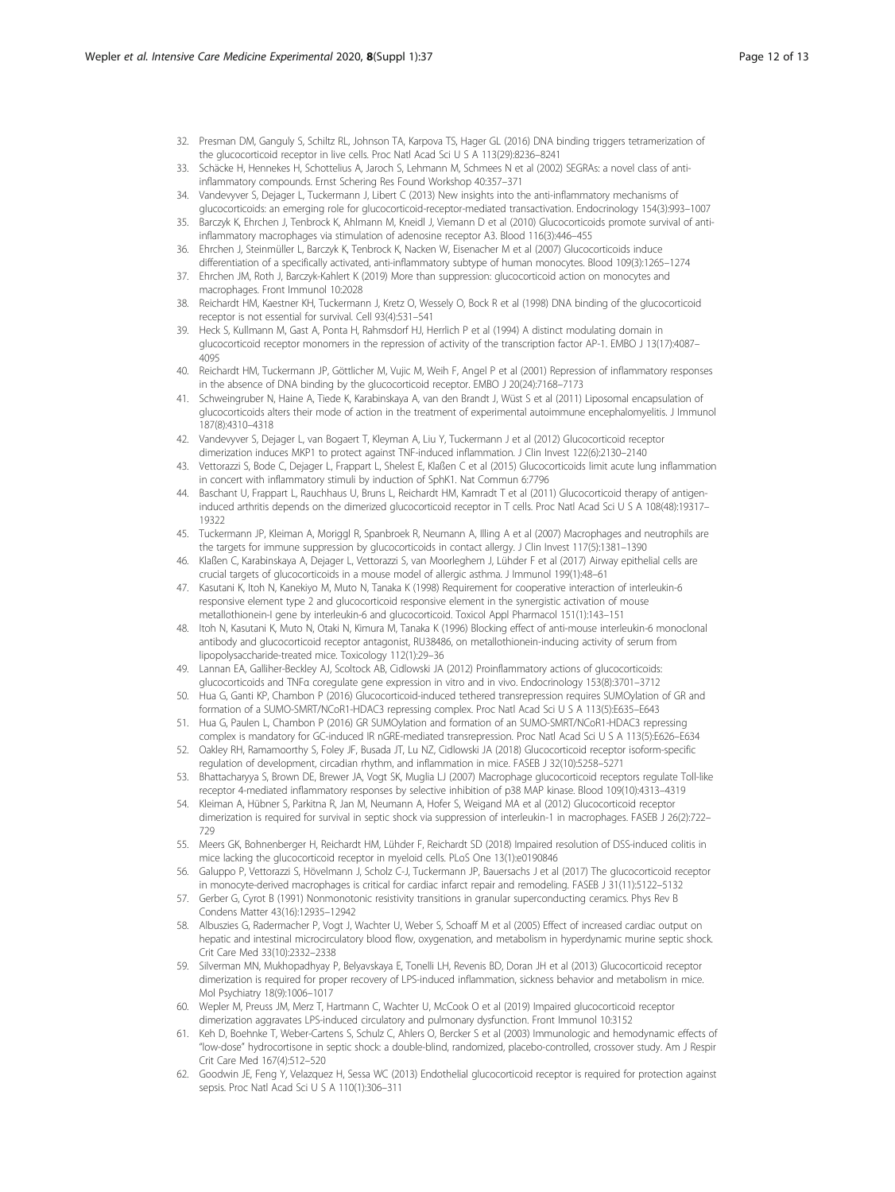32. Presman DM, Ganguly S, Schiltz RL, Johnson TA, Karpova TS, Hager GL (2016) DNA binding triggers tetramerization of the glucocorticoid receptor in live cells. Proc Natl Acad Sci U S A 113(29):8236–8241
33. Schäcke H, Hennekes H, Schottelius A, Jaroch S, Lehmann M, Schmees N et al (2002) SEGRAs: a novel class of anti-inflammatory compounds. Ernst Schering Res Found Workshop 40:357–371
34. Vandevyver S, Dejager L, Tuckermann J, Libert C (2013) New insights into the anti-inflammatory mechanisms of glucocorticoids: an emerging role for glucocorticoid-receptor-mediated transactivation. Endocrinology 154(3):993–1007
35. Barczyk K, Ehrchen J, Tenbrock K, Ahlmann M, Kneidl J, Viemann D et al (2010) Glucocorticoids promote survival of anti-inflammatory macrophages via stimulation of adenosine receptor A3. Blood 116(3):446–455
36. Ehrchen J, Steinmüller L, Barczyk K, Tenbrock K, Nacken W, Eisenacher M et al (2007) Glucocorticoids induce differentiation of a specifically activated, anti-inflammatory subtype of human monocytes. Blood 109(3):1265–1274
37. Ehrchen JM, Roth J, Barczyk-Kahlert K (2019) More than suppression: glucocorticoid action on monocytes and macrophages. Front Immunol 10:2028
38. Reichardt HM, Kaestner KH, Tuckermann J, Kretz O, Wessely O, Bock R et al (1998) DNA binding of the glucocorticoid receptor is not essential for survival. Cell 93(4):531–541
39. Heck S, Kullmann M, Gast A, Ponta H, Rahmsdorf HJ, Herrlich P et al (1994) A distinct modulating domain in glucocorticoid receptor monomers in the repression of activity of the transcription factor AP-1. EMBO J 13(17):4087–4095
40. Reichardt HM, Tuckermann JP, Göttlicher M, Vujic M, Weih F, Angel P et al (2001) Repression of inflammatory responses in the absence of DNA binding by the glucocorticoid receptor. EMBO J 20(24):7168–7173
41. Schweingruber N, Haine A, Tiede K, Karabinskaya A, van den Brandt J, Wüst S et al (2011) Liposomal encapsulation of glucocorticoids alters their mode of action in the treatment of experimental autoimmune encephalomyelitis. J Immunol 187(8):4310–4318
42. Vandevyver S, Dejager L, van Bogaert T, Kleyman A, Liu Y, Tuckermann J et al (2012) Glucocorticoid receptor dimerization induces MKP1 to protect against TNF-induced inflammation. J Clin Invest 122(6):2130–2140
43. Vettorazzi S, Bode C, Dejager L, Frappart L, Shelest E, Klaßen C et al (2015) Glucocorticoids limit acute lung inflammation in concert with inflammatory stimuli by induction of SphK1. Nat Commun 6:7796
44. Baschant U, Frappart L, Rauchhaus U, Bruns L, Reichardt HM, Kamradt T et al (2011) Glucocorticoid therapy of antigen-induced arthritis depends on the dimerized glucocorticoid receptor in T cells. Proc Natl Acad Sci U S A 108(48):19317–19322
45. Tuckermann JP, Kleiman A, Moriggl R, Spanbroek R, Neumann A, Illing A et al (2007) Macrophages and neutrophils are the targets for immune suppression by glucocorticoids in contact allergy. J Clin Invest 117(5):1381–1390
46. Klaßen C, Karabinskaya A, Dejager L, Vettorazzi S, van Moorleghem J, Lühder F et al (2017) Airway epithelial cells are crucial targets of glucocorticoids in a mouse model of allergic asthma. J Immunol 199(1):48–61
47. Kasutani K, Itoh N, Kanekiyo M, Muto N, Tanaka K (1998) Requirement for cooperative interaction of interleukin-6 responsive element type 2 and glucocorticoid responsive element in the synergistic activation of mouse metallothionein-I gene by interleukin-6 and glucocorticoid. Toxicol Appl Pharmacol 151(1):143–151
48. Itoh N, Kasutani K, Muto N, Otaki N, Kimura M, Tanaka K (1996) Blocking effect of anti-mouse interleukin-6 monoclonal antibody and glucocorticoid receptor antagonist, RU38486, on metallothionein-inducing activity of serum from lipopolysaccharide-treated mice. Toxicology 112(1):29–36
49. Lannan EA, Galliher-Beckley AJ, Scoltock AB, Cidlowski JA (2012) Proinflammatory actions of glucocorticoids: glucocorticoids and TNFα coregulate gene expression in vitro and in vivo. Endocrinology 153(8):3701–3712
50. Hua G, Ganti KP, Chambon P (2016) Glucocorticoid-induced tethered transrepression requires SUMOylation of GR and formation of a SUMO-SMRT/NCoR1-HDAC3 repressing complex. Proc Natl Acad Sci U S A 113(5):E635–E643
51. Hua G, Paulen L, Chambon P (2016) GR SUMOylation and formation of an SUMO-SMRT/NCoR1-HDAC3 repressing complex is mandatory for GC-induced IR nGRE-mediated transrepression. Proc Natl Acad Sci U S A 113(5):E626–E634
52. Oakley RH, Ramamoorthy S, Foley JF, Busada JT, Lu NZ, Cidlowski JA (2018) Glucocorticoid receptor isoform-specific regulation of development, circadian rhythm, and inflammation in mice. FASEB J 32(10):5258–5271
53. Bhattacharyya S, Brown DE, Brewer JA, Vogt SK, Muglia LJ (2007) Macrophage glucocorticoid receptors regulate Toll-like receptor 4-mediated inflammatory responses by selective inhibition of p38 MAP kinase. Blood 109(10):4313–4319
54. Kleiman A, Hübner S, Parkitna R, Jan M, Neumann A, Hofer S, Weigand MA et al (2012) Glucocorticoid receptor dimerization is required for survival in septic shock via suppression of interleukin-1 in macrophages. FASEB J 26(2):722–729
55. Meers GK, Bohnenberger H, Reichardt HM, Lühder F, Reichardt SD (2018) Impaired resolution of DSS-induced colitis in mice lacking the glucocorticoid receptor in myeloid cells. PLoS One 13(1):e0190846
56. Galuppo P, Vettorazzi S, Hövelmann J, Scholz C-J, Tuckermann JP, Bauersachs J et al (2017) The glucocorticoid receptor in monocyte-derived macrophages is critical for cardiac infarct repair and remodeling. FASEB J 31(11):5122–5132
57. Gerber G, Cyrot B (1991) Nonmonotonic resistivity transitions in granular superconducting ceramics. Phys Rev B Condens Matter 43(16):12935–12942
58. Albuszies G, Radermacher P, Vogt J, Wachter U, Weber S, Schoaff M et al (2005) Effect of increased cardiac output on hepatic and intestinal microcirculatory blood flow, oxygenation, and metabolism in hyperdynamic murine septic shock. Crit Care Med 33(10):2332–2338
59. Silverman MN, Mukhopadhyay P, Belyavskaya E, Tonelli LH, Revenis BD, Doran JH et al (2013) Glucocorticoid receptor dimerization is required for proper recovery of LPS-induced inflammation, sickness behavior and metabolism in mice. Mol Psychiatry 18(9):1006–1017
60. Wepler M, Preuss JM, Merz T, Hartmann C, Wachter U, McCook O et al (2019) Impaired glucocorticoid receptor dimerization aggravates LPS-induced circulatory and pulmonary dysfunction. Front Immunol 10:3152
61. Keh D, Boehnke T, Weber-Cartens S, Schulz C, Ahlers O, Bercker S et al (2003) Immunologic and hemodynamic effects of "low-dose" hydrocortisone in septic shock: a double-blind, randomized, placebo-controlled, crossover study. Am J Respir Crit Care Med 167(4):512–520
62. Goodwin JE, Feng Y, Velazquez H, Sessa WC (2013) Endothelial glucocorticoid receptor is required for protection against sepsis. Proc Natl Acad Sci U S A 110(1):306–311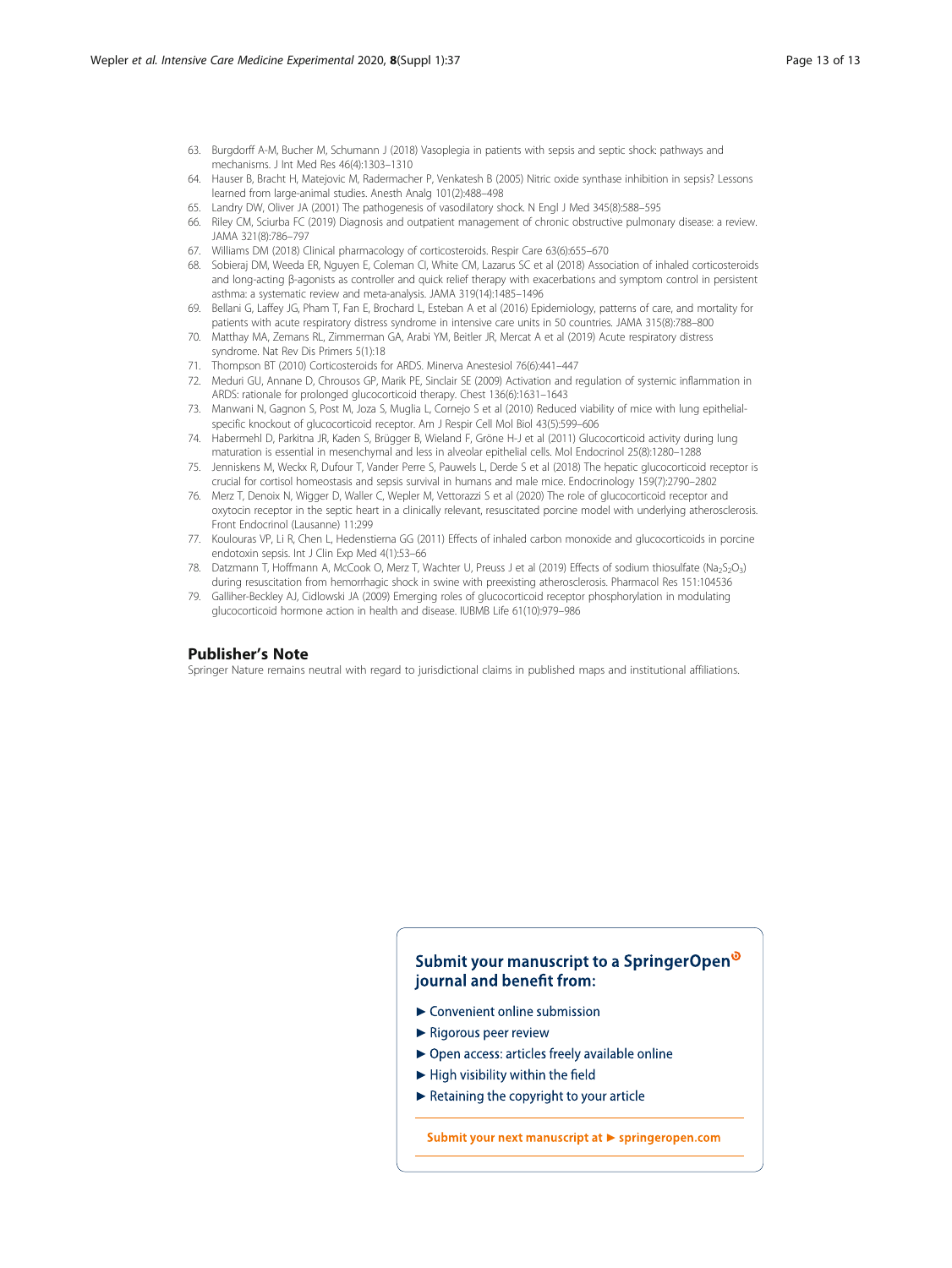63. Burgdorff A-M, Bucher M, Schumann J (2018) Vasoplegia in patients with sepsis and septic shock: pathways and mechanisms. J Int Med Res 46(4):1303–1310
64. Hauser B, Bracht H, Matejovic M, Radermacher P, Venkatesh B (2005) Nitric oxide synthase inhibition in sepsis? Lessons learned from large-animal studies. Anesth Analg 101(2):488–498
65. Landry DW, Oliver JA (2001) The pathogenesis of vasodilatory shock. N Engl J Med 345(8):588–595
66. Riley CM, Sciurba FC (2019) Diagnosis and outpatient management of chronic obstructive pulmonary disease: a review. JAMA 321(8):786–797
67. Williams DM (2018) Clinical pharmacology of corticosteroids. Respir Care 63(6):655–670
68. Sobieraj DM, Weeda ER, Nguyen E, Coleman CI, White CM, Lazarus SC et al (2018) Association of inhaled corticosteroids and long-acting β-agonists as controller and quick relief therapy with exacerbations and symptom control in persistent asthma: a systematic review and meta-analysis. JAMA 319(14):1485–1496
69. Bellani G, Laffey JG, Pham T, Fan E, Brochard L, Esteban A et al (2016) Epidemiology, patterns of care, and mortality for patients with acute respiratory distress syndrome in intensive care units in 50 countries. JAMA 315(8):788–800
70. Matthay MA, Zemans RL, Zimmerman GA, Arabi YM, Beitler JR, Mercat A et al (2019) Acute respiratory distress syndrome. Nat Rev Dis Primers 5(1):18
71. Thompson BT (2010) Corticosteroids for ARDS. Minerva Anestesiol 76(6):441–447
72. Meduri GU, Annane D, Chrousos GP, Marik PE, Sinclair SE (2009) Activation and regulation of systemic inflammation in ARDS: rationale for prolonged glucocorticoid therapy. Chest 136(6):1631–1643
73. Manwani N, Gagnon S, Post M, Joza S, Muglia L, Cornejo S et al (2010) Reduced viability of mice with lung epithelial-specific knockout of glucocorticoid receptor. Am J Respir Cell Mol Biol 43(5):599–606
74. Habermehl D, Parkitna JR, Kaden S, Brügger B, Wieland F, Gröne H-J et al (2011) Glucocorticoid activity during lung maturation is essential in mesenchymal and less in alveolar epithelial cells. Mol Endocrinol 25(8):1280–1288
75. Jenniskens M, Weckx R, Dufour T, Vander Perre S, Pauwels L, Derde S et al (2018) The hepatic glucocorticoid receptor is crucial for cortisol homeostasis and sepsis survival in humans and male mice. Endocrinology 159(7):2790–2802
76. Merz T, Denoix N, Wigger D, Waller C, Wepler M, Vettorazzi S et al (2020) The role of glucocorticoid receptor and oxytocin receptor in the septic heart in a clinically relevant, resuscitated porcine model with underlying atherosclerosis. Front Endocrinol (Lausanne) 11:299
77. Koulouras VP, Li R, Chen L, Hedenstierna GG (2011) Effects of inhaled carbon monoxide and glucocorticoids in porcine endotoxin sepsis. Int J Clin Exp Med 4(1):53–66
78. Datzmann T, Hoffmann A, McCook O, Merz T, Wachter U, Preuss J et al (2019) Effects of sodium thiosulfate ($Na_2S_2O_3$) during resuscitation from hemorrhagic shock in swine with preexisting atherosclerosis. Pharmacol Res 151:104536
79. Galliher-Beckley AJ, Cidlowski JA (2009) Emerging roles of glucocorticoid receptor phosphorylation in modulating glucocorticoid hormone action in health and disease. IUBMB Life 61(10):979–986

## Publisher's Note

Springer Nature remains neutral with regard to jurisdictional claims in published maps and institutional affiliations.

**Submit your manuscript to a SpringerOpen journal and benefit from:**

- ▶ Convenient online submission
- ▶ Rigorous peer review
- ▶ Open access: articles freely available online
- ▶ High visibility within the field
- ▶ Retaining the copyright to your article

**Submit your next manuscript at ▶ springeropen.com**